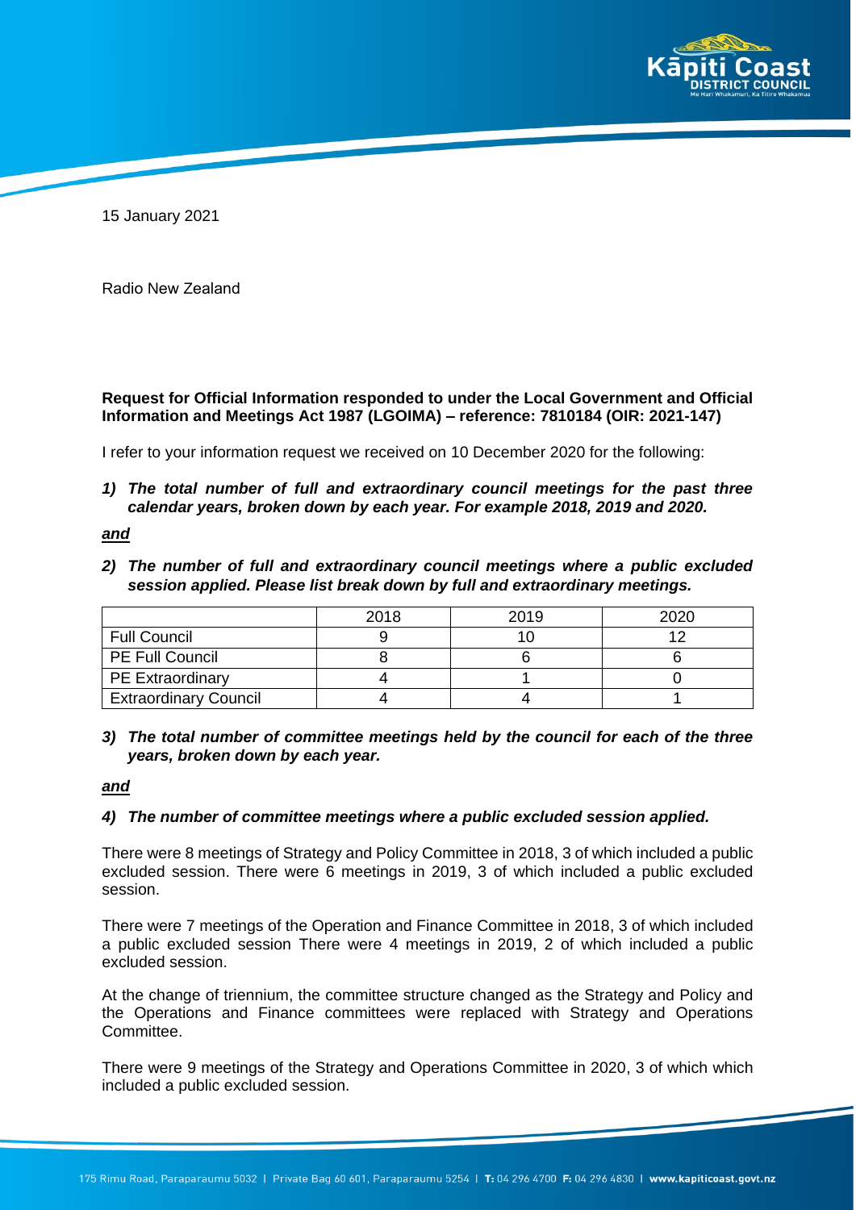15 January 2021

Radio New Zealand

**Request for Official Information responded to under the Local Government and Official Information and Meetings Act 1987 (LGOIMA) – reference: 7810184 (OIR: 2021-147)**

I refer to your information request we received on 10 December 2020 for the following:

1) ***The total number of full and extraordinary council meetings for the past three calendar years, broken down by each year. For example 2018, 2019 and 2020.***

***and***

2) ***The number of full and extraordinary council meetings where a public excluded session applied. Please list break down by full and extraordinary meetings.***

| | 2018 | 2019 | 2020 |
|---|---|---|---|
| Full Council | 9 | 10 | 12 |
| PE Full Council | 8 | 6 | 6 |
| PE Extraordinary | 4 | 1 | 0 |
| Extraordinary Council | 4 | 4 | 1 |

3) ***The total number of committee meetings held by the council for each of the three years, broken down by each year.***

***and***

4) ***The number of committee meetings where a public excluded session applied.***

There were 8 meetings of Strategy and Policy Committee in 2018, 3 of which included a public excluded session. There were 6 meetings in 2019, 3 of which included a public excluded session.

There were 7 meetings of the Operation and Finance Committee in 2018, 3 of which included a public excluded session There were 4 meetings in 2019, 2 of which included a public excluded session.

At the change of triennium, the committee structure changed as the Strategy and Policy and the Operations and Finance committees were replaced with Strategy and Operations Committee.

There were 9 meetings of the Strategy and Operations Committee in 2020, 3 of which which included a public excluded session.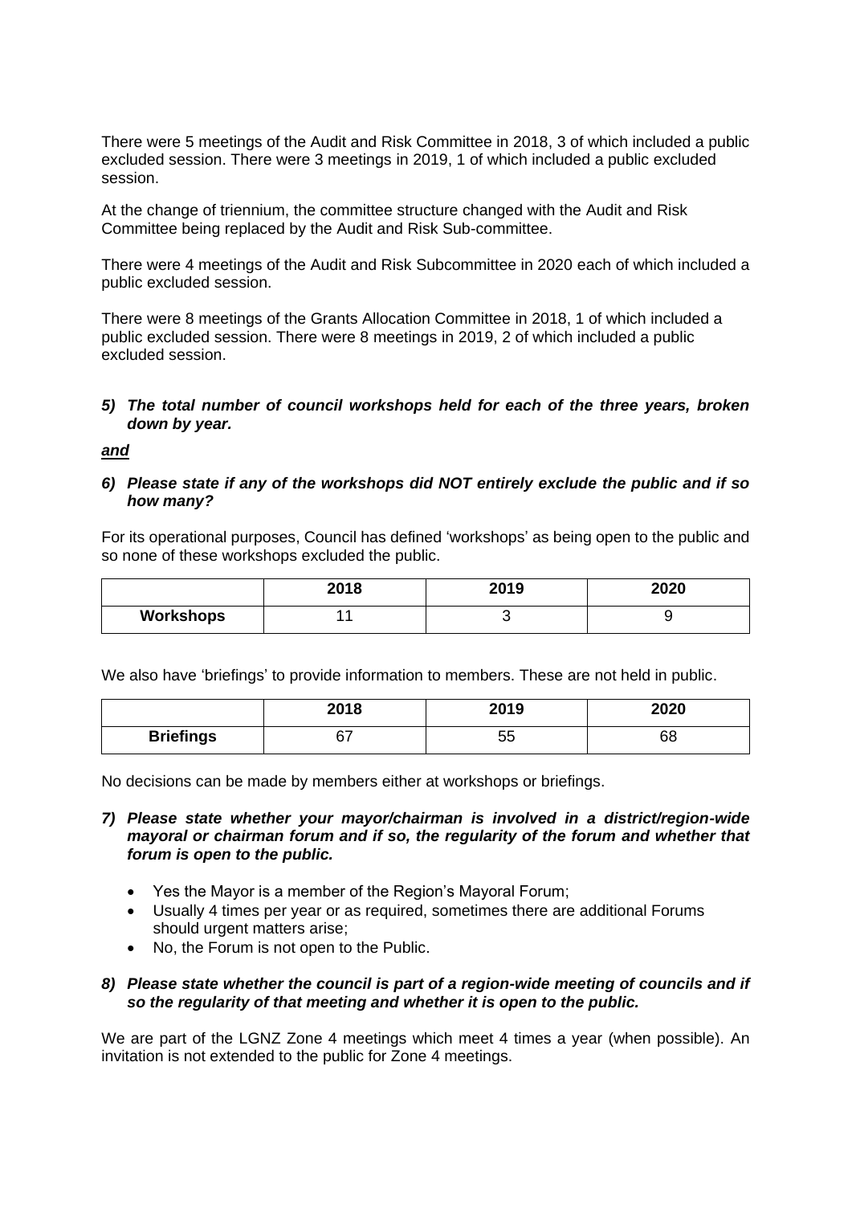There were 5 meetings of the Audit and Risk Committee in 2018, 3 of which included a public excluded session. There were 3 meetings in 2019, 1 of which included a public excluded session.

At the change of triennium, the committee structure changed with the Audit and Risk Committee being replaced by the Audit and Risk Sub-committee.

There were 4 meetings of the Audit and Risk Subcommittee in 2020 each of which included a public excluded session.

There were 8 meetings of the Grants Allocation Committee in 2018, 1 of which included a public excluded session. There were 8 meetings in 2019, 2 of which included a public excluded session.

***5) The total number of council workshops held for each of the three years, broken down by year.***

***and***

***6) Please state if any of the workshops did NOT entirely exclude the public and if so how many?***

For its operational purposes, Council has defined 'workshops' as being open to the public and so none of these workshops excluded the public.

| | 2018 | 2019 | 2020 |
|---|---|---|---|
| **Workshops** | 11 | 3 | 9 |

We also have 'briefings' to provide information to members. These are not held in public.

| | 2018 | 2019 | 2020 |
|---|---|---|---|
| **Briefings** | 67 | 55 | 68 |

No decisions can be made by members either at workshops or briefings.

***7) Please state whether your mayor/chairman is involved in a district/region-wide mayoral or chairman forum and if so, the regularity of the forum and whether that forum is open to the public.***

- Yes the Mayor is a member of the Region's Mayoral Forum;
- Usually 4 times per year or as required, sometimes there are additional Forums should urgent matters arise;
- No, the Forum is not open to the Public.

***8) Please state whether the council is part of a region-wide meeting of councils and if so the regularity of that meeting and whether it is open to the public.***

We are part of the LGNZ Zone 4 meetings which meet 4 times a year (when possible). An invitation is not extended to the public for Zone 4 meetings.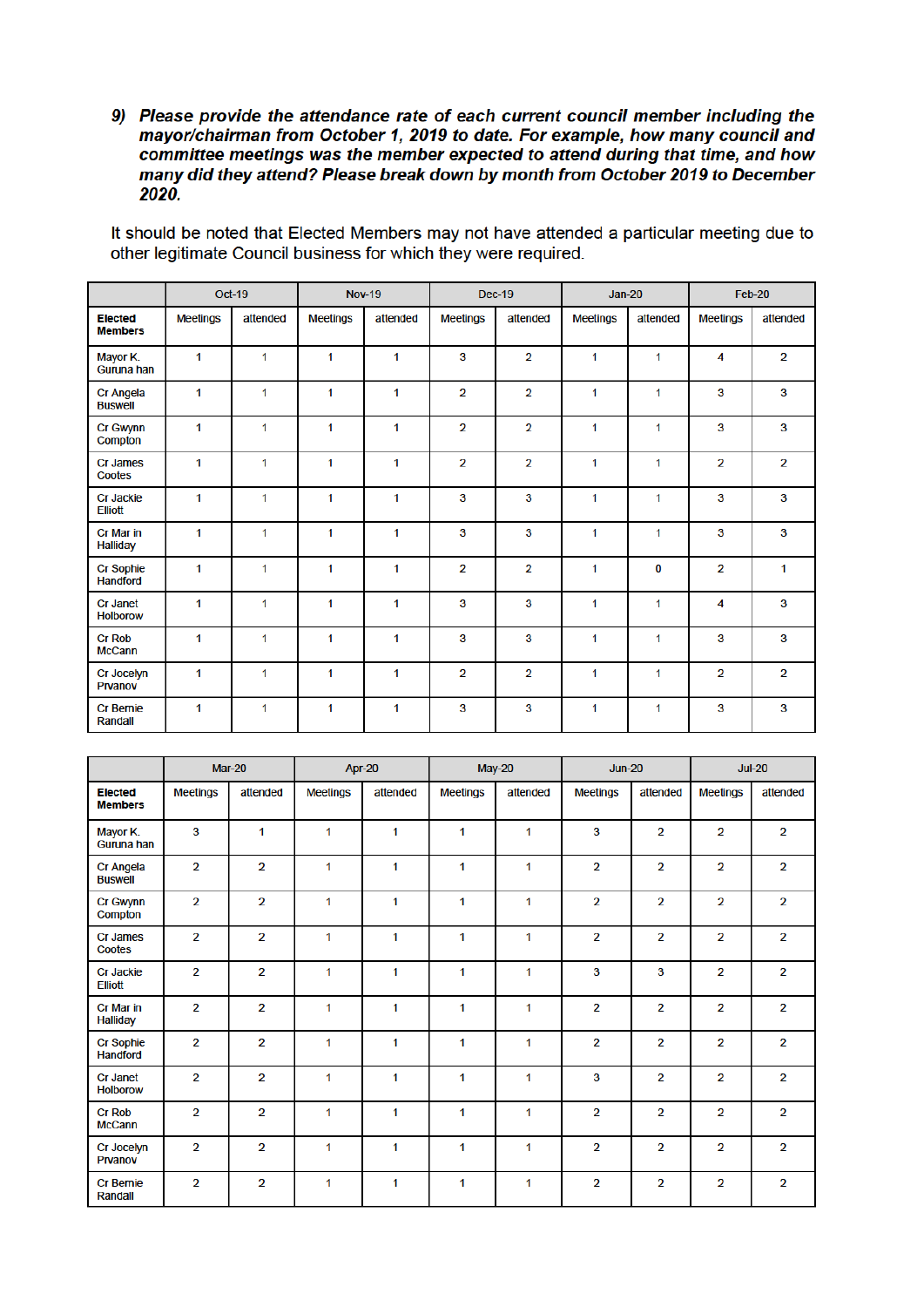9) ***Please provide the attendance rate of each current council member including the mayor/chairman from October 1, 2019 to date. For example, how many council and committee meetings was the member expected to attend during that time, and how many did they attend? Please break down by month from October 2019 to December 2020.***

It should be noted that Elected Members may not have attended a particular meeting due to other legitimate Council business for which they were required.

| | Oct-19 | | Nov-19 | | Dec-19 | | Jan-20 | | Feb-20 | |
|---|---|---|---|---|---|---|---|---|---|---|
| **Elected Members** | Meetings | attended | Meetings | attended | Meetings | attended | Meetings | attended | Meetings | attended |
| Mayor K. Guruna han | 1 | 1 | 1 | 1 | 3 | 2 | 1 | 1 | 4 | 2 |
| Cr Angela Buswell | 1 | 1 | 1 | 1 | 2 | 2 | 1 | 1 | 3 | 3 |
| Cr Gwynn Compton | 1 | 1 | 1 | 1 | 2 | 2 | 1 | 1 | 3 | 3 |
| Cr James Cootes | 1 | 1 | 1 | 1 | 2 | 2 | 1 | 1 | 2 | 2 |
| Cr Jackie Elliott | 1 | 1 | 1 | 1 | 3 | 3 | 1 | 1 | 3 | 3 |
| Cr Mar in Halliday | 1 | 1 | 1 | 1 | 3 | 3 | 1 | 1 | 3 | 3 |
| Cr Sophie Handford | 1 | 1 | 1 | 1 | 2 | 2 | 1 | 0 | 2 | 1 |
| Cr Janet Holborow | 1 | 1 | 1 | 1 | 3 | 3 | 1 | 1 | 4 | 3 |
| Cr Rob McCann | 1 | 1 | 1 | 1 | 3 | 3 | 1 | 1 | 3 | 3 |
| Cr Jocelyn Prvanov | 1 | 1 | 1 | 1 | 2 | 2 | 1 | 1 | 2 | 2 |
| Cr Bernie Randall | 1 | 1 | 1 | 1 | 3 | 3 | 1 | 1 | 3 | 3 |

| | Mar-20 | | Apr-20 | | May-20 | | Jun-20 | | Jul-20 | |
|---|---|---|---|---|---|---|---|---|---|---|
| **Elected Members** | Meetings | attended | Meetings | attended | Meetings | attended | Meetings | attended | Meetings | attended |
| Mayor K. Guruna han | 3 | 1 | 1 | 1 | 1 | 1 | 3 | 2 | 2 | 2 |
| Cr Angela Buswell | 2 | 2 | 1 | 1 | 1 | 1 | 2 | 2 | 2 | 2 |
| Cr Gwynn Compton | 2 | 2 | 1 | 1 | 1 | 1 | 2 | 2 | 2 | 2 |
| Cr James Cootes | 2 | 2 | 1 | 1 | 1 | 1 | 2 | 2 | 2 | 2 |
| Cr Jackie Elliott | 2 | 2 | 1 | 1 | 1 | 1 | 3 | 3 | 2 | 2 |
| Cr Mar in Halliday | 2 | 2 | 1 | 1 | 1 | 1 | 2 | 2 | 2 | 2 |
| Cr Sophie Handford | 2 | 2 | 1 | 1 | 1 | 1 | 2 | 2 | 2 | 2 |
| Cr Janet Holborow | 2 | 2 | 1 | 1 | 1 | 1 | 3 | 2 | 2 | 2 |
| Cr Rob McCann | 2 | 2 | 1 | 1 | 1 | 1 | 2 | 2 | 2 | 2 |
| Cr Jocelyn Prvanov | 2 | 2 | 1 | 1 | 1 | 1 | 2 | 2 | 2 | 2 |
| Cr Bernie Randall | 2 | 2 | 1 | 1 | 1 | 1 | 2 | 2 | 2 | 2 |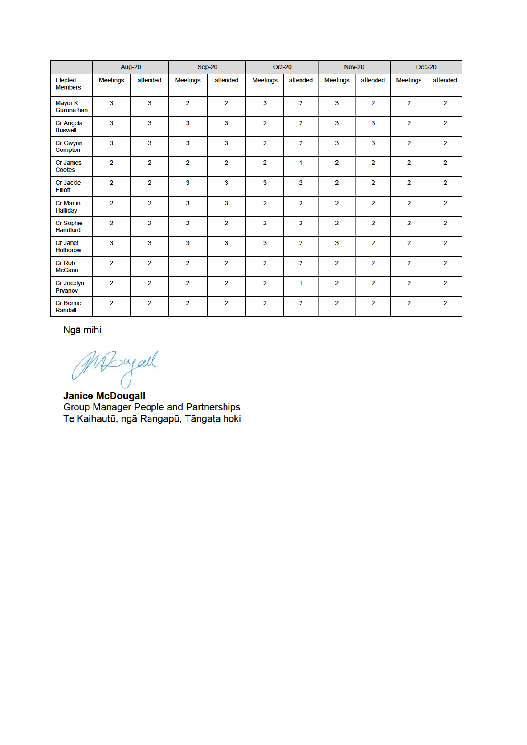| | Aug-20 | | Sep-20 | | Oct-20 | | Nov-20 | | Dec-20 | |
|---|---|---|---|---|---|---|---|---|---|---|
| Elected Members | Meetings | attended | Meetings | attended | Meetings | attended | Meetings | attended | Meetings | attended |
| Mayor K. Guruna han | 3 | 3 | 2 | 2 | 3 | 2 | 3 | 2 | 2 | 2 |
| Cr Angela Buswell | 3 | 3 | 3 | 3 | 2 | 2 | 3 | 3 | 2 | 2 |
| Cr Gwynn Compton | 3 | 3 | 3 | 3 | 2 | 2 | 3 | 3 | 2 | 2 |
| Cr James Cootes | 2 | 2 | 2 | 2 | 2 | 1 | 2 | 2 | 2 | 2 |
| Cr Jackie Elliott | 2 | 2 | 3 | 3 | 3 | 2 | 2 | 2 | 2 | 2 |
| Cr Mar in Halliday | 2 | 2 | 3 | 3 | 2 | 2 | 2 | 2 | 2 | 2 |
| Cr Sophie Handford | 2 | 2 | 2 | 2 | 2 | 2 | 2 | 2 | 2 | 2 |
| Cr Janet Holborow | 3 | 3 | 3 | 3 | 3 | 2 | 3 | 2 | 2 | 2 |
| Cr Rob McCann | 2 | 2 | 2 | 2 | 2 | 2 | 2 | 2 | 2 | 2 |
| Cr Jocelyn Prvanov | 2 | 2 | 2 | 2 | 2 | 1 | 2 | 2 | 2 | 2 |
| Cr Bernie Randall | 2 | 2 | 2 | 2 | 2 | 2 | 2 | 2 | 2 | 2 |

Ngā mihi

**Janice McDougall**
Group Manager People and Partnerships
Te Kaihautū, ngā Rangapū, Tāngata hoki